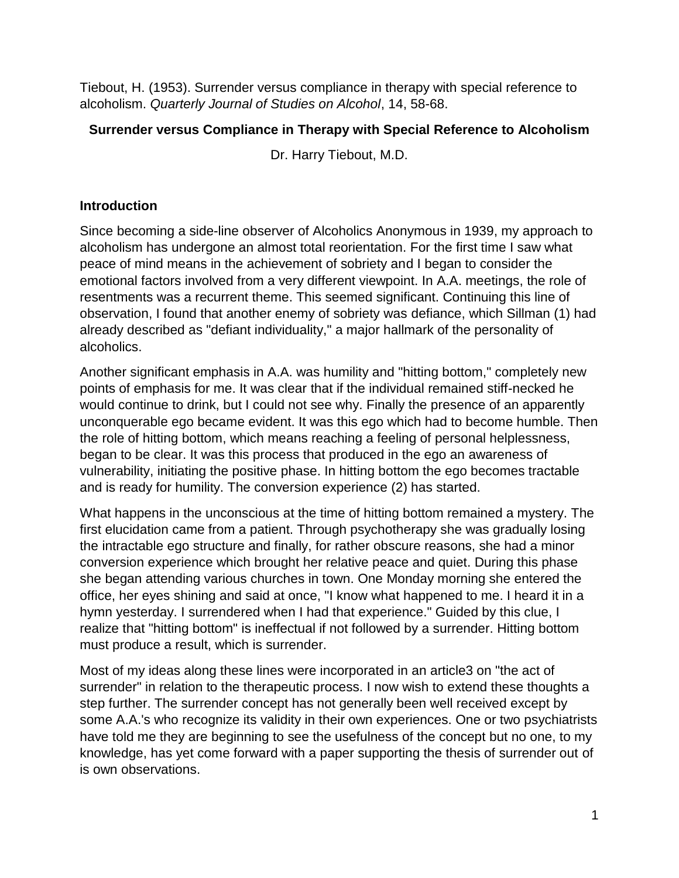Tiebout, H. (1953). Surrender versus compliance in therapy with special reference to alcoholism. *Quarterly Journal of Studies on Alcohol*, 14, 58-68.

# Surrender versus Compliance in Therapy with Special Reference to Alcoholism

Dr. Harry Tiebout, M.D.

## Introduction

Since becoming a side-line observer of Alcoholics Anonymous in 1939, my approach to alcoholism has undergone an almost total reorientation. For the first time I saw what peace of mind means in the achievement of sobriety and I began to consider the emotional factors involved from a very different viewpoint. In A.A. meetings, the role of resentments was a recurrent theme. This seemed significant. Continuing this line of observation, I found that another enemy of sobriety was defiance, which Sillman (1) had already described as "defiant individuality," a major hallmark of the personality of alcoholics.

Another significant emphasis in A.A. was humility and "hitting bottom," completely new points of emphasis for me. It was clear that if the individual remained stiff-necked he would continue to drink, but I could not see why. Finally the presence of an apparently unconquerable ego became evident. It was this ego which had to become humble. Then the role of hitting bottom, which means reaching a feeling of personal helplessness, began to be clear. It was this process that produced in the ego an awareness of vulnerability, initiating the positive phase. In hitting bottom the ego becomes tractable and is ready for humility. The conversion experience (2) has started.

What happens in the unconscious at the time of hitting bottom remained a mystery. The first elucidation came from a patient. Through psychotherapy she was gradually losing the intractable ego structure and finally, for rather obscure reasons, she had a minor conversion experience which brought her relative peace and quiet. During this phase she began attending various churches in town. One Monday morning she entered the office, her eyes shining and said at once, "I know what happened to me. I heard it in a hymn yesterday. I surrendered when I had that experience." Guided by this clue, I realize that "hitting bottom" is ineffectual if not followed by a surrender. Hitting bottom must produce a result, which is surrender.

Most of my ideas along these lines were incorporated in an article3 on "the act of surrender" in relation to the therapeutic process. I now wish to extend these thoughts a step further. The surrender concept has not generally been well received except by some A.A.'s who recognize its validity in their own experiences. One or two psychiatrists have told me they are beginning to see the usefulness of the concept but no one, to my knowledge, has yet come forward with a paper supporting the thesis of surrender out of is own observations.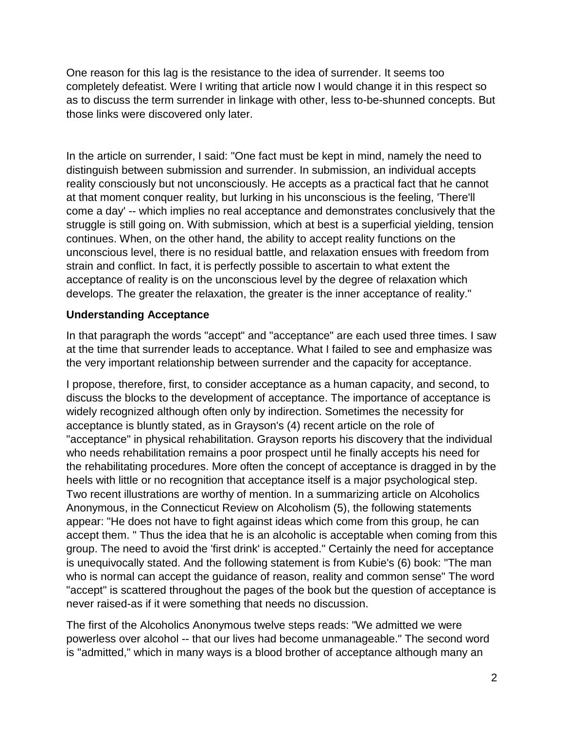One reason for this lag is the resistance to the idea of surrender. It seems too completely defeatist. Were I writing that article now I would change it in this respect so as to discuss the term surrender in linkage with other, less to-be-shunned concepts. But those links were discovered only later.

In the article on surrender, I said: "One fact must be kept in mind, namely the need to distinguish between submission and surrender. In submission, an individual accepts reality consciously but not unconsciously. He accepts as a practical fact that he cannot at that moment conquer reality, but lurking in his unconscious is the feeling, 'There'll come a day' -- which implies no real acceptance and demonstrates conclusively that the struggle is still going on. With submission, which at best is a superficial yielding, tension continues. When, on the other hand, the ability to accept reality functions on the unconscious level, there is no residual battle, and relaxation ensues with freedom from strain and conflict. In fact, it is perfectly possible to ascertain to what extent the acceptance of reality is on the unconscious level by the degree of relaxation which develops. The greater the relaxation, the greater is the inner acceptance of reality."

**Understanding Acceptance**

In that paragraph the words "accept" and "acceptance" are each used three times. I saw at the time that surrender leads to acceptance. What I failed to see and emphasize was the very important relationship between surrender and the capacity for acceptance.

I propose, therefore, first, to consider acceptance as a human capacity, and second, to discuss the blocks to the development of acceptance. The importance of acceptance is widely recognized although often only by indirection. Sometimes the necessity for acceptance is bluntly stated, as in Grayson's (4) recent article on the role of "acceptance" in physical rehabilitation. Grayson reports his discovery that the individual who needs rehabilitation remains a poor prospect until he finally accepts his need for the rehabilitating procedures. More often the concept of acceptance is dragged in by the heels with little or no recognition that acceptance itself is a major psychological step. Two recent illustrations are worthy of mention. In a summarizing article on Alcoholics Anonymous, in the Connecticut Review on Alcoholism (5), the following statements appear: "He does not have to fight against ideas which come from this group, he can accept them. " Thus the idea that he is an alcoholic is acceptable when coming from this group. The need to avoid the 'first drink' is accepted." Certainly the need for acceptance is unequivocally stated. And the following statement is from Kubie's (6) book: "The man who is normal can accept the guidance of reason, reality and common sense" The word "accept" is scattered throughout the pages of the book but the question of acceptance is never raised-as if it were something that needs no discussion.

The first of the Alcoholics Anonymous twelve steps reads: "We admitted we were powerless over alcohol -- that our lives had become unmanageable." The second word is "admitted," which in many ways is a blood brother of acceptance although many an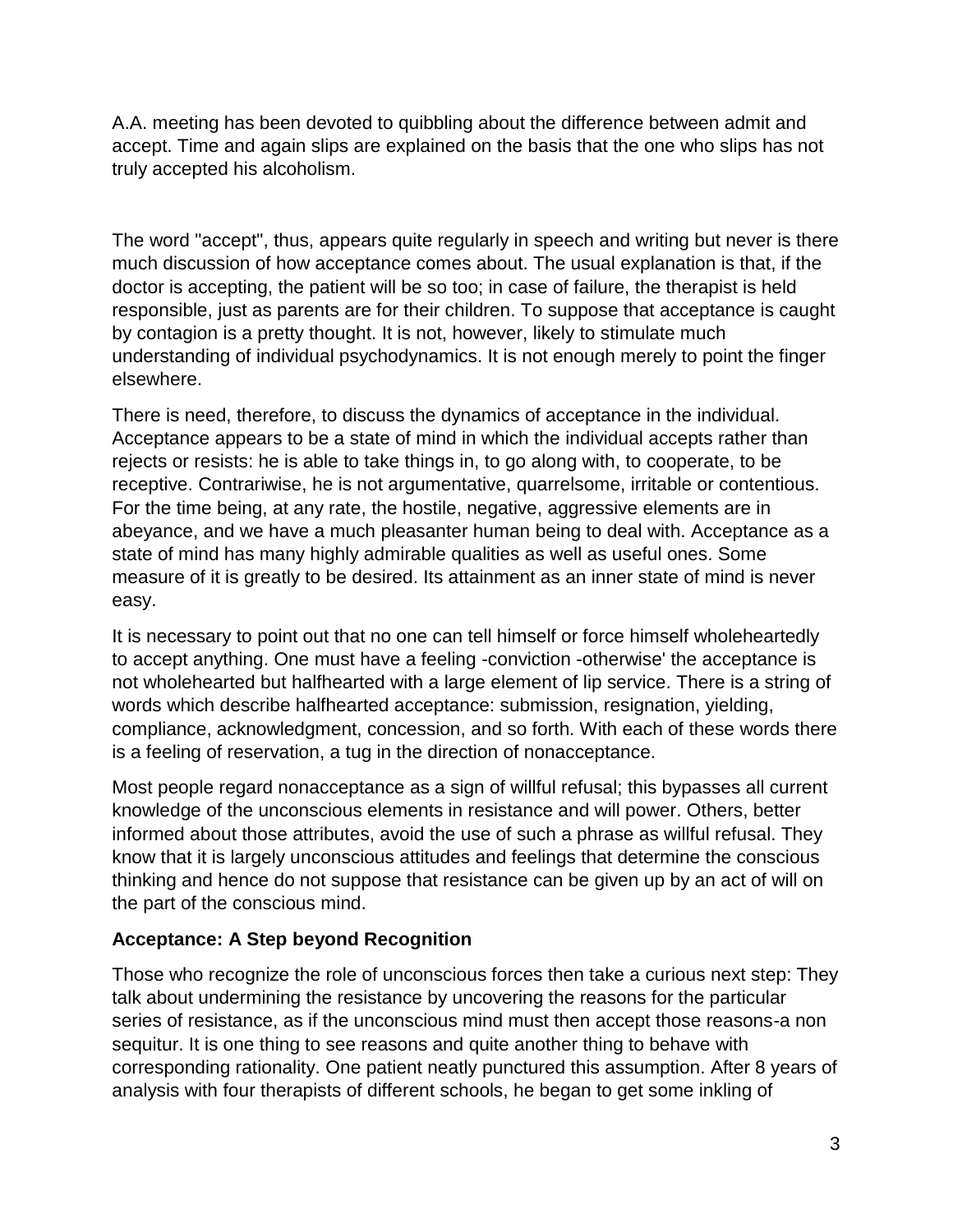A.A. meeting has been devoted to quibbling about the difference between admit and accept. Time and again slips are explained on the basis that the one who slips has not truly accepted his alcoholism.

The word "accept", thus, appears quite regularly in speech and writing but never is there much discussion of how acceptance comes about. The usual explanation is that, if the doctor is accepting, the patient will be so too; in case of failure, the therapist is held responsible, just as parents are for their children. To suppose that acceptance is caught by contagion is a pretty thought. It is not, however, likely to stimulate much understanding of individual psychodynamics. It is not enough merely to point the finger elsewhere.

There is need, therefore, to discuss the dynamics of acceptance in the individual. Acceptance appears to be a state of mind in which the individual accepts rather than rejects or resists: he is able to take things in, to go along with, to cooperate, to be receptive. Contrariwise, he is not argumentative, quarrelsome, irritable or contentious. For the time being, at any rate, the hostile, negative, aggressive elements are in abeyance, and we have a much pleasanter human being to deal with. Acceptance as a state of mind has many highly admirable qualities as well as useful ones. Some measure of it is greatly to be desired. Its attainment as an inner state of mind is never easy.

It is necessary to point out that no one can tell himself or force himself wholeheartedly to accept anything. One must have a feeling -conviction -otherwise' the acceptance is not wholehearted but halfhearted with a large element of lip service. There is a string of words which describe halfhearted acceptance: submission, resignation, yielding, compliance, acknowledgment, concession, and so forth. With each of these words there is a feeling of reservation, a tug in the direction of nonacceptance.

Most people regard nonacceptance as a sign of willful refusal; this bypasses all current knowledge of the unconscious elements in resistance and will power. Others, better informed about those attributes, avoid the use of such a phrase as willful refusal. They know that it is largely unconscious attitudes and feelings that determine the conscious thinking and hence do not suppose that resistance can be given up by an act of will on the part of the conscious mind.

### Acceptance: A Step beyond Recognition

Those who recognize the role of unconscious forces then take a curious next step: They talk about undermining the resistance by uncovering the reasons for the particular series of resistance, as if the unconscious mind must then accept those reasons-a non sequitur. It is one thing to see reasons and quite another thing to behave with corresponding rationality. One patient neatly punctured this assumption. After 8 years of analysis with four therapists of different schools, he began to get some inkling of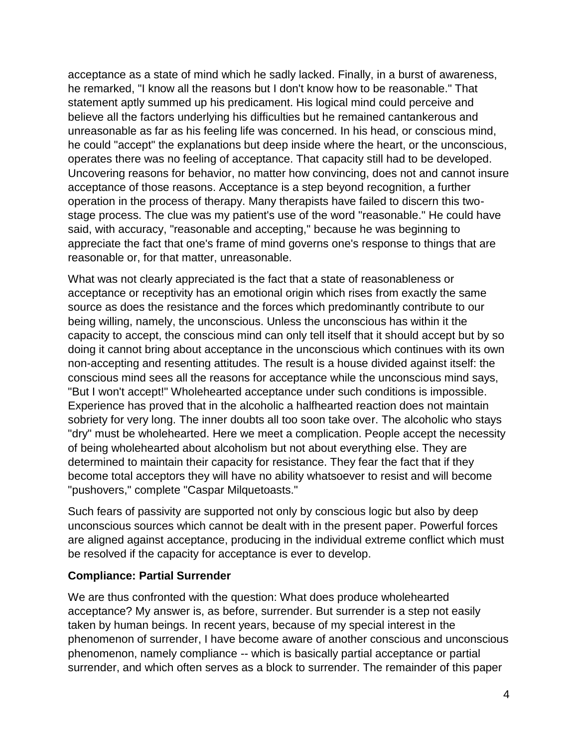acceptance as a state of mind which he sadly lacked. Finally, in a burst of awareness, he remarked, "I know all the reasons but I don't know how to be reasonable." That statement aptly summed up his predicament. His logical mind could perceive and believe all the factors underlying his difficulties but he remained cantankerous and unreasonable as far as his feeling life was concerned. In his head, or conscious mind, he could "accept" the explanations but deep inside where the heart, or the unconscious, operates there was no feeling of acceptance. That capacity still had to be developed. Uncovering reasons for behavior, no matter how convincing, does not and cannot insure acceptance of those reasons. Acceptance is a step beyond recognition, a further operation in the process of therapy. Many therapists have failed to discern this two-stage process. The clue was my patient's use of the word "reasonable." He could have said, with accuracy, "reasonable and accepting," because he was beginning to appreciate the fact that one's frame of mind governs one's response to things that are reasonable or, for that matter, unreasonable.

What was not clearly appreciated is the fact that a state of reasonableness or acceptance or receptivity has an emotional origin which rises from exactly the same source as does the resistance and the forces which predominantly contribute to our being willing, namely, the unconscious. Unless the unconscious has within it the capacity to accept, the conscious mind can only tell itself that it should accept but by so doing it cannot bring about acceptance in the unconscious which continues with its own non-accepting and resenting attitudes. The result is a house divided against itself: the conscious mind sees all the reasons for acceptance while the unconscious mind says, "But I won't accept!" Wholehearted acceptance under such conditions is impossible. Experience has proved that in the alcoholic a halfhearted reaction does not maintain sobriety for very long. The inner doubts all too soon take over. The alcoholic who stays "dry" must be wholehearted. Here we meet a complication. People accept the necessity of being wholehearted about alcoholism but not about everything else. They are determined to maintain their capacity for resistance. They fear the fact that if they become total acceptors they will have no ability whatsoever to resist and will become "pushovers," complete "Caspar Milquetoasts."

Such fears of passivity are supported not only by conscious logic but also by deep unconscious sources which cannot be dealt with in the present paper. Powerful forces are aligned against acceptance, producing in the individual extreme conflict which must be resolved if the capacity for acceptance is ever to develop.

### Compliance: Partial Surrender

We are thus confronted with the question: What does produce wholehearted acceptance? My answer is, as before, surrender. But surrender is a step not easily taken by human beings. In recent years, because of my special interest in the phenomenon of surrender, I have become aware of another conscious and unconscious phenomenon, namely compliance -- which is basically partial acceptance or partial surrender, and which often serves as a block to surrender. The remainder of this paper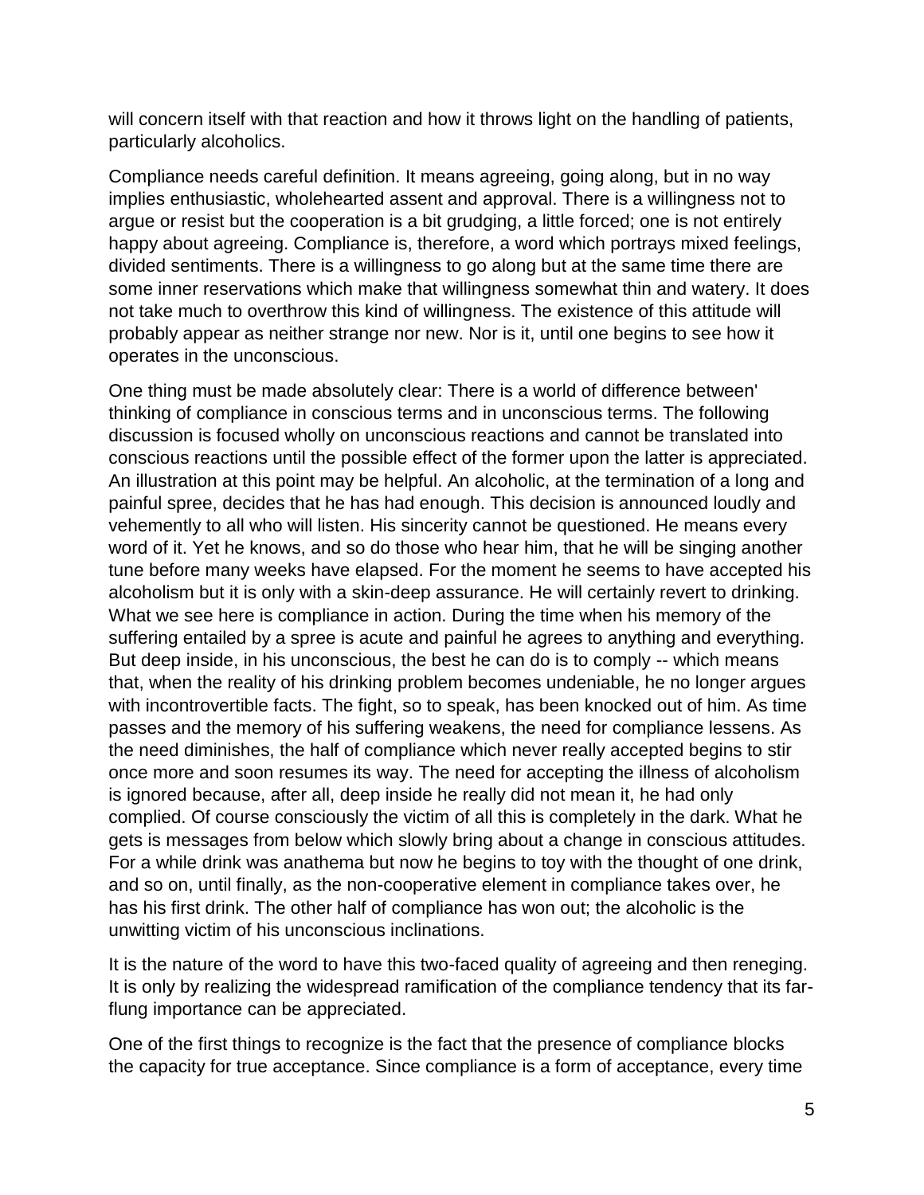will concern itself with that reaction and how it throws light on the handling of patients, particularly alcoholics.

Compliance needs careful definition. It means agreeing, going along, but in no way implies enthusiastic, wholehearted assent and approval. There is a willingness not to argue or resist but the cooperation is a bit grudging, a little forced; one is not entirely happy about agreeing. Compliance is, therefore, a word which portrays mixed feelings, divided sentiments. There is a willingness to go along but at the same time there are some inner reservations which make that willingness somewhat thin and watery. It does not take much to overthrow this kind of willingness. The existence of this attitude will probably appear as neither strange nor new. Nor is it, until one begins to see how it operates in the unconscious.

One thing must be made absolutely clear: There is a world of difference between' thinking of compliance in conscious terms and in unconscious terms. The following discussion is focused wholly on unconscious reactions and cannot be translated into conscious reactions until the possible effect of the former upon the latter is appreciated. An illustration at this point may be helpful. An alcoholic, at the termination of a long and painful spree, decides that he has had enough. This decision is announced loudly and vehemently to all who will listen. His sincerity cannot be questioned. He means every word of it. Yet he knows, and so do those who hear him, that he will be singing another tune before many weeks have elapsed. For the moment he seems to have accepted his alcoholism but it is only with a skin-deep assurance. He will certainly revert to drinking. What we see here is compliance in action. During the time when his memory of the suffering entailed by a spree is acute and painful he agrees to anything and everything. But deep inside, in his unconscious, the best he can do is to comply -- which means that, when the reality of his drinking problem becomes undeniable, he no longer argues with incontrovertible facts. The fight, so to speak, has been knocked out of him. As time passes and the memory of his suffering weakens, the need for compliance lessens. As the need diminishes, the half of compliance which never really accepted begins to stir once more and soon resumes its way. The need for accepting the illness of alcoholism is ignored because, after all, deep inside he really did not mean it, he had only complied. Of course consciously the victim of all this is completely in the dark. What he gets is messages from below which slowly bring about a change in conscious attitudes. For a while drink was anathema but now he begins to toy with the thought of one drink, and so on, until finally, as the non-cooperative element in compliance takes over, he has his first drink. The other half of compliance has won out; the alcoholic is the unwitting victim of his unconscious inclinations.

It is the nature of the word to have this two-faced quality of agreeing and then reneging. It is only by realizing the widespread ramification of the compliance tendency that its far-flung importance can be appreciated.

One of the first things to recognize is the fact that the presence of compliance blocks the capacity for true acceptance. Since compliance is a form of acceptance, every time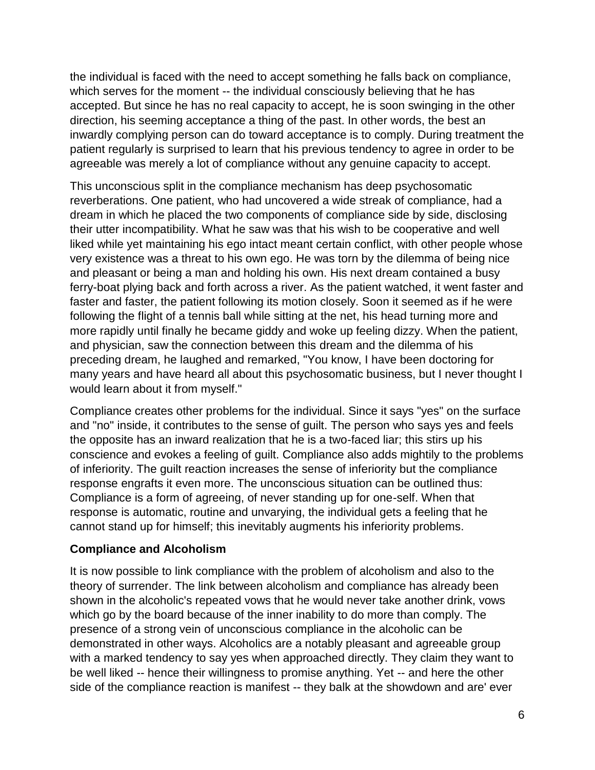the individual is faced with the need to accept something he falls back on compliance, which serves for the moment -- the individual consciously believing that he has accepted. But since he has no real capacity to accept, he is soon swinging in the other direction, his seeming acceptance a thing of the past. In other words, the best an inwardly complying person can do toward acceptance is to comply. During treatment the patient regularly is surprised to learn that his previous tendency to agree in order to be agreeable was merely a lot of compliance without any genuine capacity to accept.

This unconscious split in the compliance mechanism has deep psychosomatic reverberations. One patient, who had uncovered a wide streak of compliance, had a dream in which he placed the two components of compliance side by side, disclosing their utter incompatibility. What he saw was that his wish to be cooperative and well liked while yet maintaining his ego intact meant certain conflict, with other people whose very existence was a threat to his own ego. He was torn by the dilemma of being nice and pleasant or being a man and holding his own. His next dream contained a busy ferry-boat plying back and forth across a river. As the patient watched, it went faster and faster and faster, the patient following its motion closely. Soon it seemed as if he were following the flight of a tennis ball while sitting at the net, his head turning more and more rapidly until finally he became giddy and woke up feeling dizzy. When the patient, and physician, saw the connection between this dream and the dilemma of his preceding dream, he laughed and remarked, "You know, I have been doctoring for many years and have heard all about this psychosomatic business, but I never thought I would learn about it from myself."

Compliance creates other problems for the individual. Since it says "yes" on the surface and "no" inside, it contributes to the sense of guilt. The person who says yes and feels the opposite has an inward realization that he is a two-faced liar; this stirs up his conscience and evokes a feeling of guilt. Compliance also adds mightily to the problems of inferiority. The guilt reaction increases the sense of inferiority but the compliance response engrafts it even more. The unconscious situation can be outlined thus: Compliance is a form of agreeing, of never standing up for one-self. When that response is automatic, routine and unvarying, the individual gets a feeling that he cannot stand up for himself; this inevitably augments his inferiority problems.

### Compliance and Alcoholism

It is now possible to link compliance with the problem of alcoholism and also to the theory of surrender. The link between alcoholism and compliance has already been shown in the alcoholic's repeated vows that he would never take another drink, vows which go by the board because of the inner inability to do more than comply. The presence of a strong vein of unconscious compliance in the alcoholic can be demonstrated in other ways. Alcoholics are a notably pleasant and agreeable group with a marked tendency to say yes when approached directly. They claim they want to be well liked -- hence their willingness to promise anything. Yet -- and here the other side of the compliance reaction is manifest -- they balk at the showdown and are' ever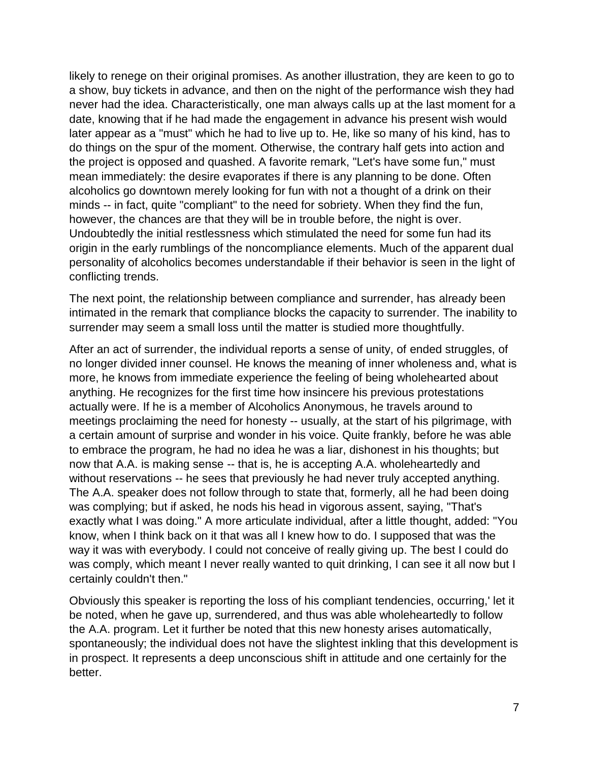likely to renege on their original promises. As another illustration, they are keen to go to a show, buy tickets in advance, and then on the night of the performance wish they had never had the idea. Characteristically, one man always calls up at the last moment for a date, knowing that if he had made the engagement in advance his present wish would later appear as a "must" which he had to live up to. He, like so many of his kind, has to do things on the spur of the moment. Otherwise, the contrary half gets into action and the project is opposed and quashed. A favorite remark, "Let's have some fun," must mean immediately: the desire evaporates if there is any planning to be done. Often alcoholics go downtown merely looking for fun with not a thought of a drink on their minds -- in fact, quite "compliant" to the need for sobriety. When they find the fun, however, the chances are that they will be in trouble before, the night is over. Undoubtedly the initial restlessness which stimulated the need for some fun had its origin in the early rumblings of the noncompliance elements. Much of the apparent dual personality of alcoholics becomes understandable if their behavior is seen in the light of conflicting trends.

The next point, the relationship between compliance and surrender, has already been intimated in the remark that compliance blocks the capacity to surrender. The inability to surrender may seem a small loss until the matter is studied more thoughtfully.

After an act of surrender, the individual reports a sense of unity, of ended struggles, of no longer divided inner counsel. He knows the meaning of inner wholeness and, what is more, he knows from immediate experience the feeling of being wholehearted about anything. He recognizes for the first time how insincere his previous protestations actually were. If he is a member of Alcoholics Anonymous, he travels around to meetings proclaiming the need for honesty -- usually, at the start of his pilgrimage, with a certain amount of surprise and wonder in his voice. Quite frankly, before he was able to embrace the program, he had no idea he was a liar, dishonest in his thoughts; but now that A.A. is making sense -- that is, he is accepting A.A. wholeheartedly and without reservations -- he sees that previously he had never truly accepted anything. The A.A. speaker does not follow through to state that, formerly, all he had been doing was complying; but if asked, he nods his head in vigorous assent, saying, "That's exactly what I was doing." A more articulate individual, after a little thought, added: "You know, when I think back on it that was all I knew how to do. I supposed that was the way it was with everybody. I could not conceive of really giving up. The best I could do was comply, which meant I never really wanted to quit drinking, I can see it all now but I certainly couldn't then."

Obviously this speaker is reporting the loss of his compliant tendencies, occurring,' let it be noted, when he gave up, surrendered, and thus was able wholeheartedly to follow the A.A. program. Let it further be noted that this new honesty arises automatically, spontaneously; the individual does not have the slightest inkling that this development is in prospect. It represents a deep unconscious shift in attitude and one certainly for the better.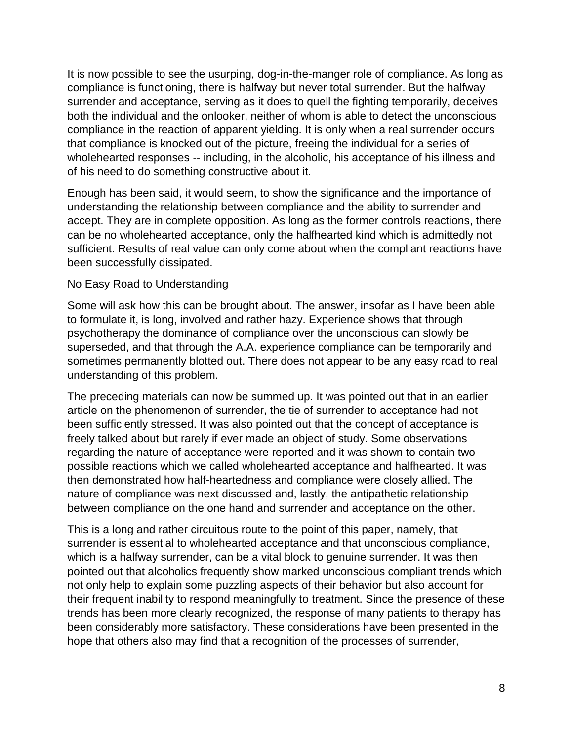It is now possible to see the usurping, dog-in-the-manger role of compliance. As long as compliance is functioning, there is halfway but never total surrender. But the halfway surrender and acceptance, serving as it does to quell the fighting temporarily, deceives both the individual and the onlooker, neither of whom is able to detect the unconscious compliance in the reaction of apparent yielding. It is only when a real surrender occurs that compliance is knocked out of the picture, freeing the individual for a series of wholehearted responses -- including, in the alcoholic, his acceptance of his illness and of his need to do something constructive about it.

Enough has been said, it would seem, to show the significance and the importance of understanding the relationship between compliance and the ability to surrender and accept. They are in complete opposition. As long as the former controls reactions, there can be no wholehearted acceptance, only the halfhearted kind which is admittedly not sufficient. Results of real value can only come about when the compliant reactions have been successfully dissipated.

## No Easy Road to Understanding

Some will ask how this can be brought about. The answer, insofar as I have been able to formulate it, is long, involved and rather hazy. Experience shows that through psychotherapy the dominance of compliance over the unconscious can slowly be superseded, and that through the A.A. experience compliance can be temporarily and sometimes permanently blotted out. There does not appear to be any easy road to real understanding of this problem.

The preceding materials can now be summed up. It was pointed out that in an earlier article on the phenomenon of surrender, the tie of surrender to acceptance had not been sufficiently stressed. It was also pointed out that the concept of acceptance is freely talked about but rarely if ever made an object of study. Some observations regarding the nature of acceptance were reported and it was shown to contain two possible reactions which we called wholehearted acceptance and halfhearted. It was then demonstrated how half-heartedness and compliance were closely allied. The nature of compliance was next discussed and, lastly, the antipathetic relationship between compliance on the one hand and surrender and acceptance on the other.

This is a long and rather circuitous route to the point of this paper, namely, that surrender is essential to wholehearted acceptance and that unconscious compliance, which is a halfway surrender, can be a vital block to genuine surrender. It was then pointed out that alcoholics frequently show marked unconscious compliant trends which not only help to explain some puzzling aspects of their behavior but also account for their frequent inability to respond meaningfully to treatment. Since the presence of these trends has been more clearly recognized, the response of many patients to therapy has been considerably more satisfactory. These considerations have been presented in the hope that others also may find that a recognition of the processes of surrender,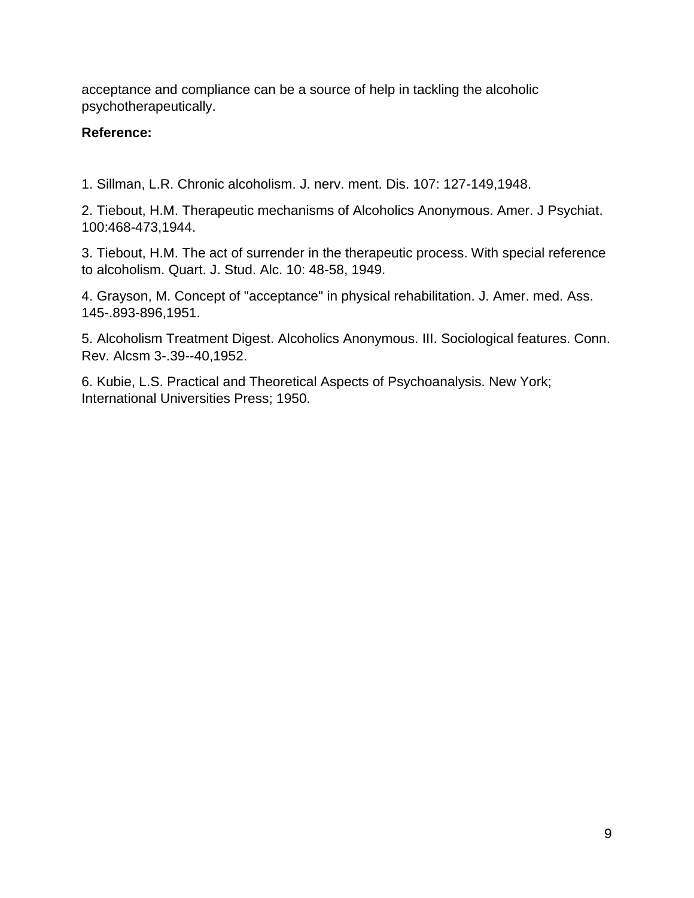acceptance and compliance can be a source of help in tackling the alcoholic psychotherapeutically.

**Reference:**

1. Sillman, L.R. Chronic alcoholism. J. nerv. ment. Dis. 107: 127-149,1948.

2. Tiebout, H.M. Therapeutic mechanisms of Alcoholics Anonymous. Amer. J Psychiat. 100:468-473,1944.

3. Tiebout, H.M. The act of surrender in the therapeutic process. With special reference to alcoholism. Quart. J. Stud. Alc. 10: 48-58, 1949.

4. Grayson, M. Concept of "acceptance" in physical rehabilitation. J. Amer. med. Ass. 145-.893-896,1951.

5. Alcoholism Treatment Digest. Alcoholics Anonymous. III. Sociological features. Conn. Rev. Alcsm 3-.39--40,1952.

6. Kubie, L.S. Practical and Theoretical Aspects of Psychoanalysis. New York; International Universities Press; 1950.